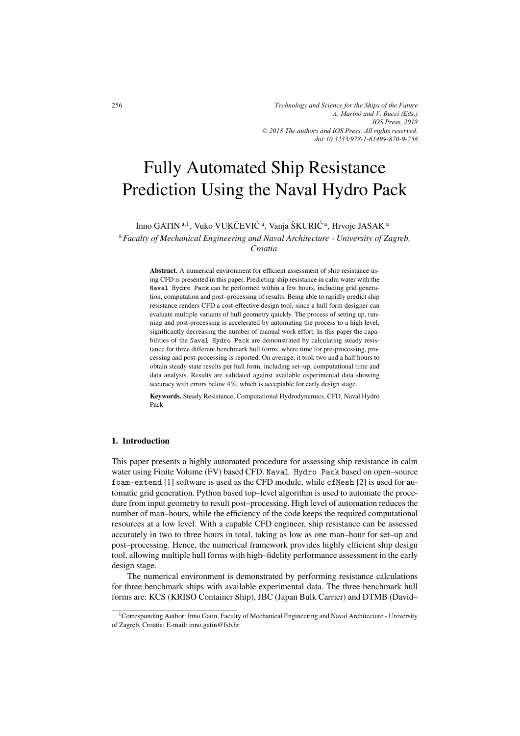*Technology and Science for the Ships of the Future*
*A. Marinò and V. Bucci (Eds.)*
*IOS Press, 2018*
*© 2018 The authors and IOS Press. All rights reserved.*
*doi:10.3233/978-1-61499-870-9-256*

# Fully Automated Ship Resistance Prediction Using the Naval Hydro Pack

Inno GATIN [a,1], Vuko VUKČEVIĆ [a], Vanja ŠKURIĆ [a], Hrvoje JASAK [a]

[a] *Faculty of Mechanical Engineering and Naval Architecture - University of Zagreb, Croatia*

**Abstract.** A numerical environment for efficient assessment of ship resistance using CFD is presented in this paper. Predicting ship resistance in calm water with the `Naval Hydro Pack` can be performed within a few hours, including grid generation, computation and post–processing of results. Being able to rapidly predict ship resistance renders CFD a cost-effective design tool, since a hull form designer can evaluate multiple variants of hull geometry quickly. The process of setting up, running and post-processing is accelerated by automating the process to a high level, significantly decreasing the number of manual work effort. In this paper the capabilities of the `Naval Hydro Pack` are demonstrated by calculating steady resistance for three different benchmark hull forms, where time for pre-processing, processing and post-processing is reported. On average, it took two and a half hours to obtain steady state results per hull form, including set–up, computational time and data analysis. Results are validated against available experimental data showing accuracy with errors below 4%, which is acceptable for early design stage.

**Keywords.** Steady Resistance, Computational Hydrodynamics, CFD, Naval Hydro Pack

## 1. Introduction

This paper presents a highly automated procedure for assessing ship resistance in calm water using Finite Volume (FV) based CFD. `Naval Hydro Pack` based on open–source `foam-extend` [1] software is used as the CFD module, while `cfMesh` [2] is used for automatic grid generation. Python based top–level algorithm is used to automate the procedure from input geometry to result post–processing. High level of automation reduces the number of man–hours, while the efficiency of the code keeps the required computational resources at a low level. With a capable CFD engineer, ship resistance can be assessed accurately in two to three hours in total, taking as low as one man–hour for set–up and post–processing. Hence, the numerical framework provides highly efficient ship design tool, allowing multiple hull forms with high–fidelity performance assessment in the early design stage.

The numerical environment is demonstrated by performing resistance calculations for three benchmark ships with available experimental data. The three benchmark hull forms are: KCS (KRISO Container Ship), JBC (Japan Bulk Carrier) and DTMB (David–

[1] Corresponding Author: Inno Gatin, Faculty of Mechanical Engineering and Naval Architecture - University of Zagreb, Croatia; E-mail: inno.gatin@fsb.hr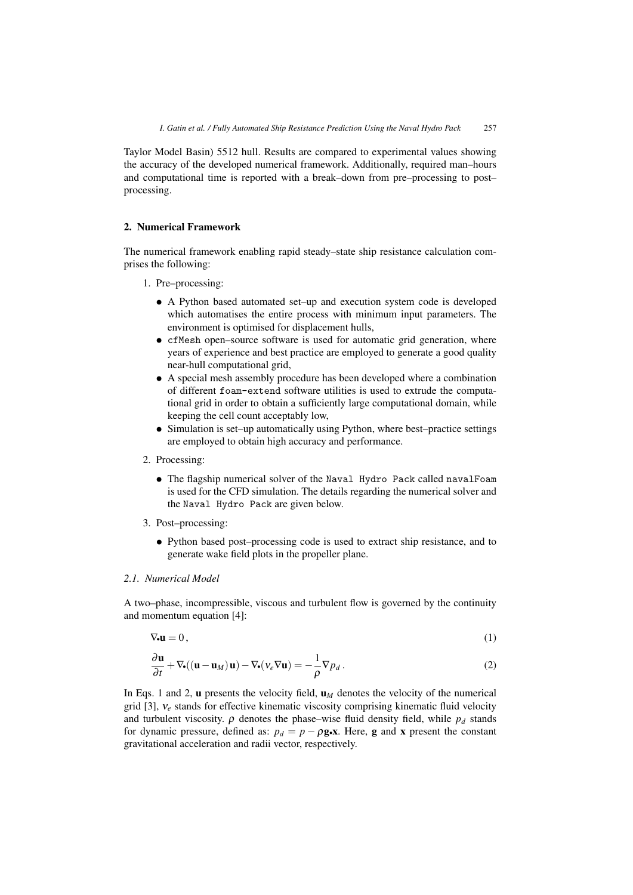Taylor Model Basin) 5512 hull. Results are compared to experimental values showing the accuracy of the developed numerical framework. Additionally, required man–hours and computational time is reported with a break–down from pre–processing to post–processing.

## 2. Numerical Framework

The numerical framework enabling rapid steady–state ship resistance calculation comprises the following:

1. Pre–processing:
   - A Python based automated set–up and execution system code is developed which automatises the entire process with minimum input parameters. The environment is optimised for displacement hulls,
   - `cfMesh` open–source software is used for automatic grid generation, where years of experience and best practice are employed to generate a good quality near-hull computational grid,
   - A special mesh assembly procedure has been developed where a combination of different `foam-extend` software utilities is used to extrude the computational grid in order to obtain a sufficiently large computational domain, while keeping the cell count acceptably low,
   - Simulation is set–up automatically using Python, where best–practice settings are employed to obtain high accuracy and performance.
2. Processing:
   - The flagship numerical solver of the `Naval Hydro Pack` called `navalFoam` is used for the CFD simulation. The details regarding the numerical solver and the `Naval Hydro Pack` are given below.
3. Post–processing:
   - Python based post–processing code is used to extract ship resistance, and to generate wake field plots in the propeller plane.

### *2.1. Numerical Model*

A two–phase, incompressible, viscous and turbulent flow is governed by the continuity and momentum equation [4]:

$$\nabla_{\bullet}\mathbf{u} = 0\,, \tag{1}$$

$$\frac{\partial \mathbf{u}}{\partial t} + \nabla_{\bullet}((\mathbf{u} - \mathbf{u}_M)\,\mathbf{u}) - \nabla_{\bullet}(\nu_e \nabla \mathbf{u}) = -\frac{1}{\rho}\nabla p_d\,. \tag{2}$$

In Eqs. 1 and 2, $\mathbf{u}$ presents the velocity field, $\mathbf{u}_M$ denotes the velocity of the numerical grid [3], $\nu_e$ stands for effective kinematic viscosity comprising kinematic fluid velocity and turbulent viscosity. $\rho$ denotes the phase–wise fluid density field, while $p_d$ stands for dynamic pressure, defined as: $p_d = p - \rho\mathbf{g}_{\bullet}\mathbf{x}$. Here, $\mathbf{g}$ and $\mathbf{x}$ present the constant gravitational acceleration and radii vector, respectively.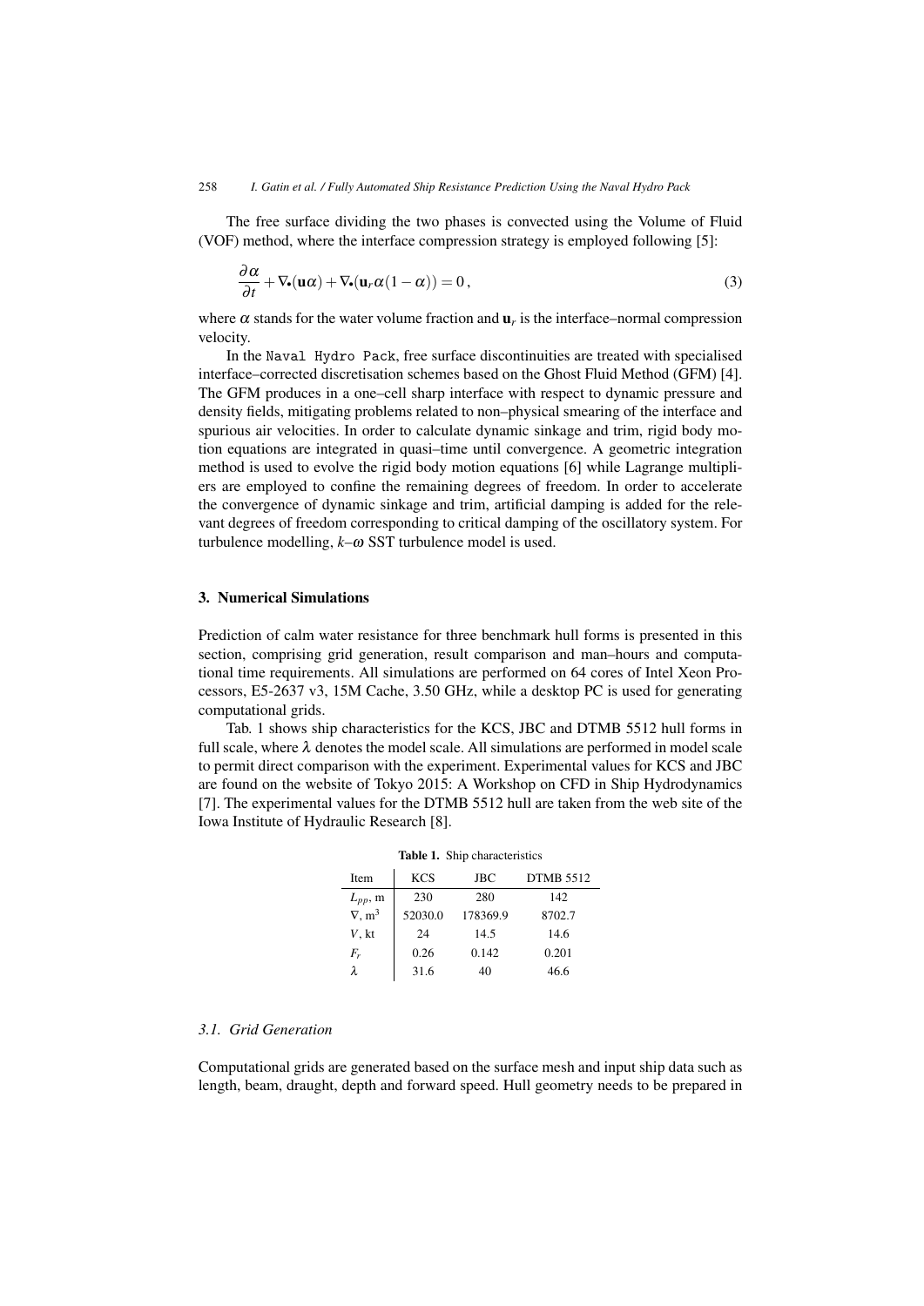The free surface dividing the two phases is convected using the Volume of Fluid (VOF) method, where the interface compression strategy is employed following [5]:

$$\frac{\partial \alpha}{\partial t} + \nabla\bullet(\mathbf{u}\alpha) + \nabla\bullet(\mathbf{u}_r \alpha(1-\alpha)) = 0\,, \tag{3}$$

where $\alpha$ stands for the water volume fraction and $\mathbf{u}_r$ is the interface–normal compression velocity.

In the `Naval Hydro Pack`, free surface discontinuities are treated with specialised interface–corrected discretisation schemes based on the Ghost Fluid Method (GFM) [4]. The GFM produces in a one–cell sharp interface with respect to dynamic pressure and density fields, mitigating problems related to non–physical smearing of the interface and spurious air velocities. In order to calculate dynamic sinkage and trim, rigid body motion equations are integrated in quasi–time until convergence. A geometric integration method is used to evolve the rigid body motion equations [6] while Lagrange multipliers are employed to confine the remaining degrees of freedom. In order to accelerate the convergence of dynamic sinkage and trim, artificial damping is added for the relevant degrees of freedom corresponding to critical damping of the oscillatory system. For turbulence modelling, $k$–$\omega$ SST turbulence model is used.

## 3. Numerical Simulations

Prediction of calm water resistance for three benchmark hull forms is presented in this section, comprising grid generation, result comparison and man–hours and computational time requirements. All simulations are performed on 64 cores of Intel Xeon Processors, E5-2637 v3, 15M Cache, 3.50 GHz, while a desktop PC is used for generating computational grids.

Tab. 1 shows ship characteristics for the KCS, JBC and DTMB 5512 hull forms in full scale, where $\lambda$ denotes the model scale. All simulations are performed in model scale to permit direct comparison with the experiment. Experimental values for KCS and JBC are found on the website of Tokyo 2015: A Workshop on CFD in Ship Hydrodynamics [7]. The experimental values for the DTMB 5512 hull are taken from the web site of the Iowa Institute of Hydraulic Research [8].

**Table 1.** Ship characteristics

| Item | KCS | JBC | DTMB 5512 |
|---|---|---|---|
| $L_{pp}$, m | 230 | 280 | 142 |
| $\nabla$, m$^3$ | 52030.0 | 178369.9 | 8702.7 |
| $V$, kt | 24 | 14.5 | 14.6 |
| $F_r$ | 0.26 | 0.142 | 0.201 |
| $\lambda$ | 31.6 | 40 | 46.6 |

### 3.1. Grid Generation

Computational grids are generated based on the surface mesh and input ship data such as length, beam, draught, depth and forward speed. Hull geometry needs to be prepared in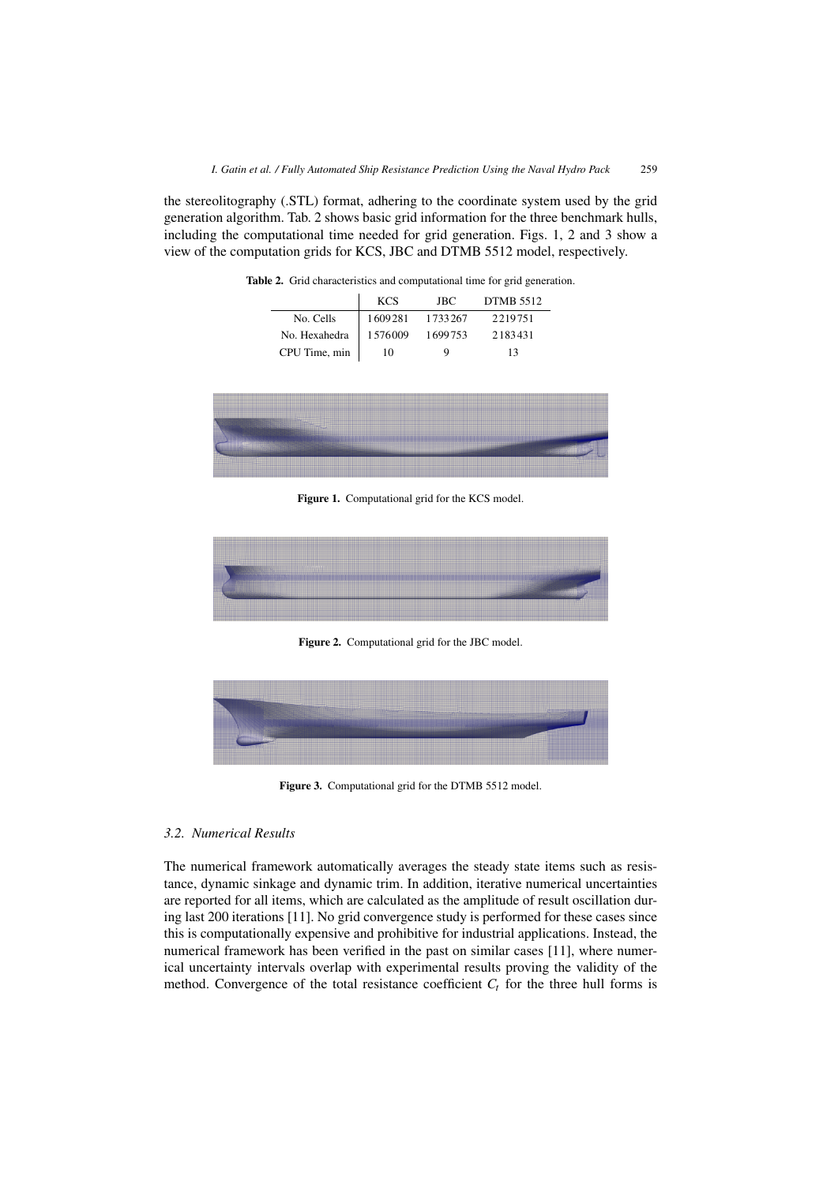the stereolitography (.STL) format, adhering to the coordinate system used by the grid generation algorithm. Tab. 2 shows basic grid information for the three benchmark hulls, including the computational time needed for grid generation. Figs. 1, 2 and 3 show a view of the computation grids for KCS, JBC and DTMB 5512 model, respectively.

**Table 2.** Grid characteristics and computational time for grid generation.

| | KCS | JBC | DTMB 5512 |
|---|---|---|---|
| No. Cells | 1609281 | 1733267 | 2219751 |
| No. Hexahedra | 1576009 | 1699753 | 2183431 |
| CPU Time, min | 10 | 9 | 13 |

**Figure 1.** Computational grid for the KCS model.

**Figure 2.** Computational grid for the JBC model.

**Figure 3.** Computational grid for the DTMB 5512 model.

### 3.2. Numerical Results

The numerical framework automatically averages the steady state items such as resistance, dynamic sinkage and dynamic trim. In addition, iterative numerical uncertainties are reported for all items, which are calculated as the amplitude of result oscillation during last 200 iterations [11]. No grid convergence study is performed for these cases since this is computationally expensive and prohibitive for industrial applications. Instead, the numerical framework has been verified in the past on similar cases [11], where numerical uncertainty intervals overlap with experimental results proving the validity of the method. Convergence of the total resistance coefficient $C_t$ for the three hull forms is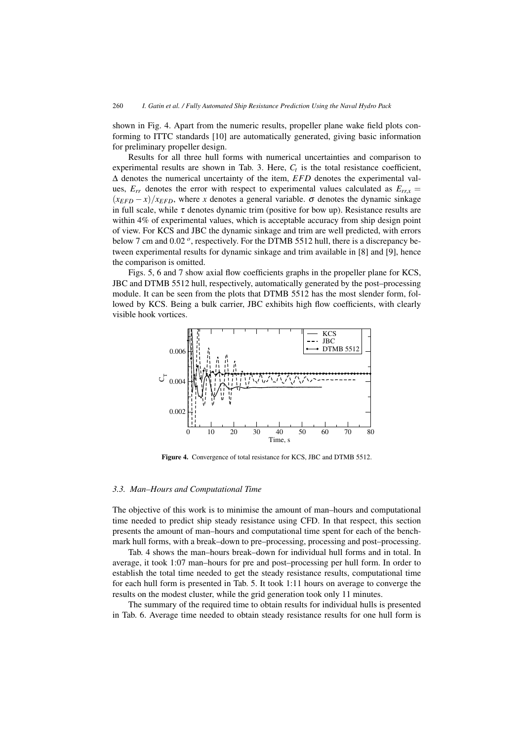shown in Fig. 4. Apart from the numeric results, propeller plane wake field plots conforming to ITTC standards [10] are automatically generated, giving basic information for preliminary propeller design.

Results for all three hull forms with numerical uncertainties and comparison to experimental results are shown in Tab. 3. Here, $C_t$ is the total resistance coefficient, $\Delta$ denotes the numerical uncertainty of the item, $EFD$ denotes the experimental values, $E_{rr}$ denotes the error with respect to experimental values calculated as $E_{rr,x} = (x_{EFD} - x)/x_{EFD}$, where $x$ denotes a general variable. $\sigma$ denotes the dynamic sinkage in full scale, while $\tau$ denotes dynamic trim (positive for bow up). Resistance results are within 4% of experimental values, which is acceptable accuracy from ship design point of view. For KCS and JBC the dynamic sinkage and trim are well predicted, with errors below 7 cm and 0.02 $^o$, respectively. For the DTMB 5512 hull, there is a discrepancy between experimental results for dynamic sinkage and trim available in [8] and [9], hence the comparison is omitted.

Figs. 5, 6 and 7 show axial flow coefficients graphs in the propeller plane for KCS, JBC and DTMB 5512 hull, respectively, automatically generated by the post–processing module. It can be seen from the plots that DTMB 5512 has the most slender form, followed by KCS. Being a bulk carrier, JBC exhibits high flow coefficients, with clearly visible hook vortices.

**Figure 4.** Convergence of total resistance for KCS, JBC and DTMB 5512.

### 3.3. Man–Hours and Computational Time

The objective of this work is to minimise the amount of man–hours and computational time needed to predict ship steady resistance using CFD. In that respect, this section presents the amount of man–hours and computational time spent for each of the benchmark hull forms, with a break–down to pre–processing, processing and post–processing.

Tab. 4 shows the man–hours break–down for individual hull forms and in total. In average, it took 1:07 man–hours for pre and post–processing per hull form. In order to establish the total time needed to get the steady resistance results, computational time for each hull form is presented in Tab. 5. It took 1:11 hours on average to converge the results on the modest cluster, while the grid generation took only 11 minutes.

The summary of the required time to obtain results for individual hulls is presented in Tab. 6. Average time needed to obtain steady resistance results for one hull form is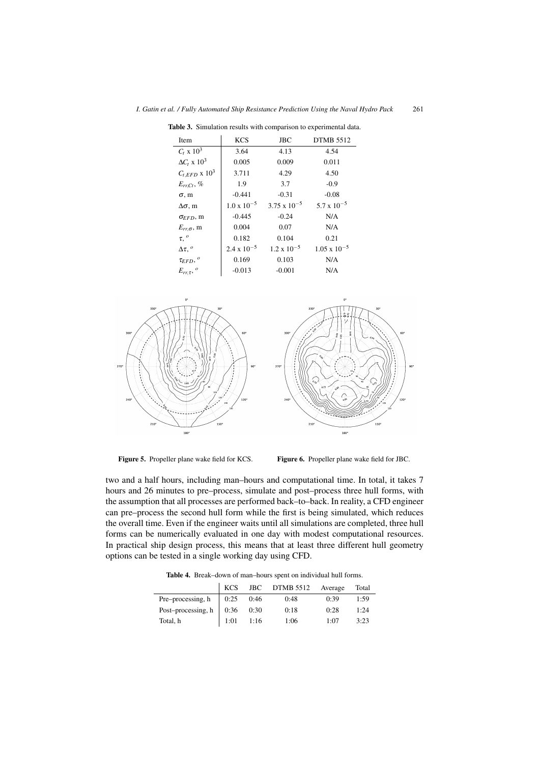**Table 3.** Simulation results with comparison to experimental data.

| Item | KCS | JBC | DTMB 5512 |
|---|---|---|---|
| $C_t$ x $10^3$ | 3.64 | 4.13 | 4.54 |
| $\Delta C_t$ x $10^3$ | 0.005 | 0.009 | 0.011 |
| $C_{t,EFD}$ x $10^3$ | 3.711 | 4.29 | 4.50 |
| $E_{rr,C_t}$, % | 1.9 | 3.7 | -0.9 |
| $\sigma$, m | -0.441 | -0.31 | -0.08 |
| $\Delta\sigma$, m | $1.0 \times 10^{-5}$ | $3.75 \times 10^{-5}$ | $5.7 \times 10^{-5}$ |
| $\sigma_{EFD}$, m | -0.445 | -0.24 | N/A |
| $E_{rr,\sigma}$, m | 0.004 | 0.07 | N/A |
| $\tau$, $^o$ | 0.182 | 0.104 | 0.21 |
| $\Delta\tau$, $^o$ | $2.4 \times 10^{-5}$ | $1.2 \times 10^{-5}$ | $1.05 \times 10^{-5}$ |
| $\tau_{EFD}$, $^o$ | 0.169 | 0.103 | N/A |
| $E_{rr,\tau}$, $^o$ | -0.013 | -0.001 | N/A |

**Figure 5.** Propeller plane wake field for KCS.

**Figure 6.** Propeller plane wake field for JBC.

two and a half hours, including man–hours and computational time. In total, it takes 7 hours and 26 minutes to pre–process, simulate and post–process three hull forms, with the assumption that all processes are performed back–to–back. In reality, a CFD engineer can pre–process the second hull form while the first is being simulated, which reduces the overall time. Even if the engineer waits until all simulations are completed, three hull forms can be numerically evaluated in one day with modest computational resources. In practical ship design process, this means that at least three different hull geometry options can be tested in a single working day using CFD.

**Table 4.** Break–down of man–hours spent on individual hull forms.

| | KCS | JBC | DTMB 5512 | Average | Total |
|---|---|---|---|---|---|
| Pre–processing, h | 0:25 | 0:46 | 0:48 | 0:39 | 1:59 |
| Post–processing, h | 0:36 | 0:30 | 0:18 | 0:28 | 1:24 |
| Total, h | 1:01 | 1:16 | 1:06 | 1:07 | 3:23 |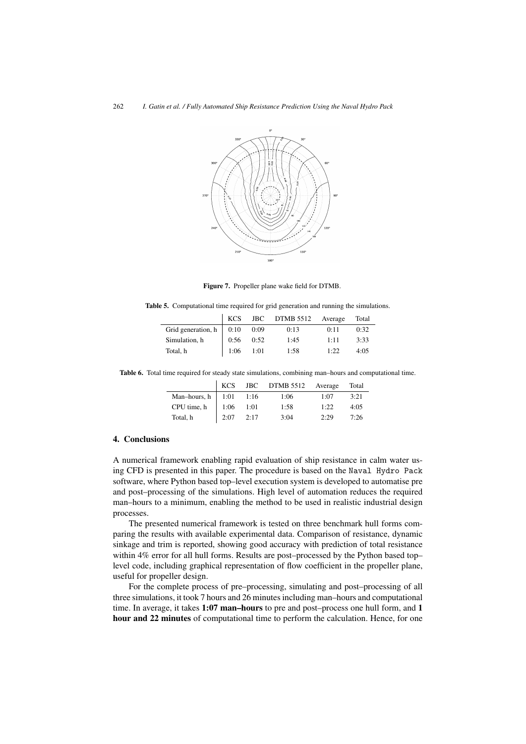**Figure 7.** Propeller plane wake field for DTMB.

**Table 5.** Computational time required for grid generation and running the simulations.

| | KCS | JBC | DTMB 5512 | Average | Total |
|---|---|---|---|---|---|
| Grid generation, h | 0:10 | 0:09 | 0:13 | 0:11 | 0:32 |
| Simulation, h | 0:56 | 0:52 | 1:45 | 1:11 | 3:33 |
| Total, h | 1:06 | 1:01 | 1:58 | 1:22 | 4:05 |

**Table 6.** Total time required for steady state simulations, combining man–hours and computational time.

| | KCS | JBC | DTMB 5512 | Average | Total |
|---|---|---|---|---|---|
| Man–hours, h | 1:01 | 1:16 | 1:06 | 1:07 | 3:21 |
| CPU time, h | 1:06 | 1:01 | 1:58 | 1:22 | 4:05 |
| Total, h | 2:07 | 2:17 | 3:04 | 2:29 | 7:26 |

## 4. Conclusions

A numerical framework enabling rapid evaluation of ship resistance in calm water using CFD is presented in this paper. The procedure is based on the Naval Hydro Pack software, where Python based top–level execution system is developed to automatise pre and post–processing of the simulations. High level of automation reduces the required man–hours to a minimum, enabling the method to be used in realistic industrial design processes.

The presented numerical framework is tested on three benchmark hull forms comparing the results with available experimental data. Comparison of resistance, dynamic sinkage and trim is reported, showing good accuracy with prediction of total resistance within 4% error for all hull forms. Results are post–processed by the Python based top–level code, including graphical representation of flow coefficient in the propeller plane, useful for propeller design.

For the complete process of pre–processing, simulating and post–processing of all three simulations, it took 7 hours and 26 minutes including man–hours and computational time. In average, it takes **1:07 man–hours** to pre and post–process one hull form, and **1 hour and 22 minutes** of computational time to perform the calculation. Hence, for one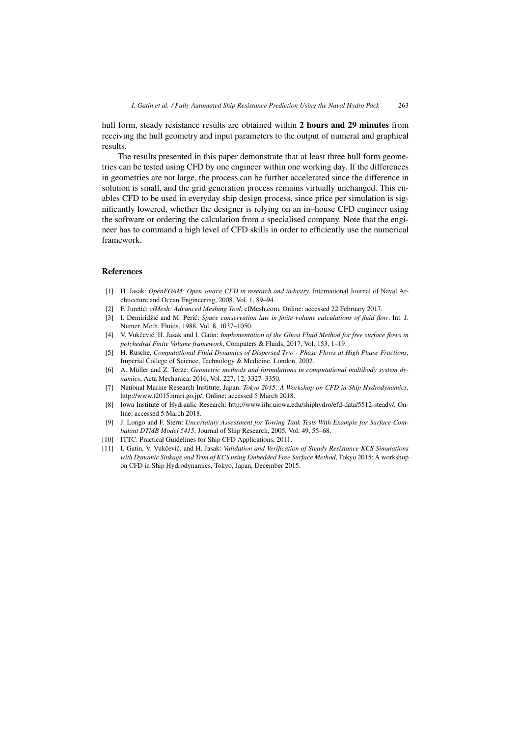hull form, steady resistance results are obtained within **2 hours and 29 minutes** from receiving the hull geometry and input parameters to the output of numeral and graphical results.

The results presented in this paper demonstrate that at least three hull form geometries can be tested using CFD by one engineer within one working day. If the differences in geometries are not large, the process can be further accelerated since the difference in solution is small, and the grid generation process remains virtually unchanged. This enables CFD to be used in everyday ship design process, since price per simulation is significantly lowered, whether the designer is relying on an in–house CFD engineer using the software or ordering the calculation from a specialised company. Note that the engineer has to command a high level of CFD skills in order to efficiently use the numerical framework.

## References

[1] H. Jasak: *OpenFOAM: Open source CFD in research and industry*, International Journal of Naval Architecture and Ocean Engineering, 2008, Vol. 1, 89–94.

[2] F. Juretić: *cfMesh: Advanced Meshing Tool*, cfMesh.com, Online: accessed 22 February 2017.

[3] I. Demirdžić and M. Perić: *Space conservation law in finite volume calculations of fluid flow*, Int. J. Numer. Meth. Fluids, 1988, Vol. 8, 1037–1050.

[4] V. Vukčević, H. Jasak and I. Gatin: *Implementation of the Ghost Fluid Method for free surface flows in polyhedral Finite Volume framework*, Computers & Fluids, 2017, Vol. 153, 1–19.

[5] H. Rusche, *Computational Fluid Dynamics of Dispersed Two - Phase Flows at High Phase Fractions*, Imperial College of Science, Technology & Medicine, London, 2002.

[6] A. Müller and Z. Terze: *Geometric methods and formulations in computational multibody system dynamics*, Acta Mechanica, 2016, Vol. 227, 12, 3327–3350.

[7] National Marine Research Institute, Japan: *Tokyo 2015: A Workshop on CFD in Ship Hydrodynamics*, http://www.t2015.nmri.go.jp/, Online; accessed 5 March 2018.

[8] Iowa Institute of Hydraulic Research: http://www.iihr.uiowa.edu/shiphydro/efd-data/5512-steady/, Online; accessed 5 March 2018.

[9] J. Longo and F. Stern: *Uncertainty Assessment for Towing Tank Tests With Example for Surface Combatant DTMB Model 5415*, Journal of Ship Research, 2005, Vol. 49, 55–68.

[10] ITTC: Practical Guidelines for Ship CFD Applications, 2011.

[11] I. Gatin, V. Vukčević, and H. Jasak: *Validation and Verification of Steady Resistance KCS Simulations with Dynamic Sinkage and Trim of KCS using Embedded Free Surface Method*, Tokyo 2015: A workshop on CFD in Ship Hydrodynamics, Tokyo, Japan, December 2015.